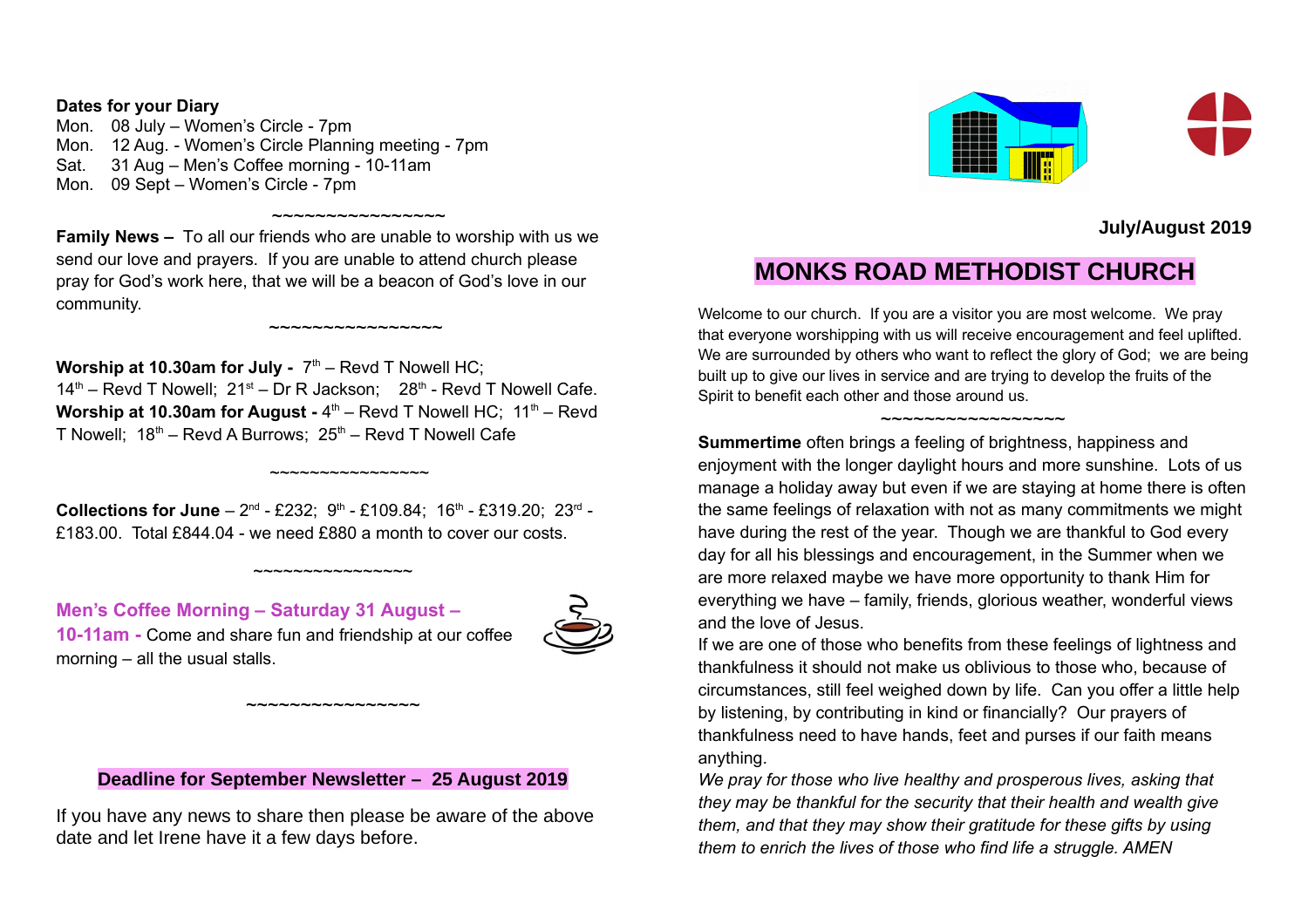**Dates for your Diary**

Mon. 08 July – Women's Circle - 7pm
Mon. 12 Aug. - Women's Circle Planning meeting - 7pm
Sat. 31 Aug – Men's Coffee morning - 10-11am
Mon. 09 Sept – Women's Circle - 7pm

~~~~~~~~~~~~~~~~~

**Family News –** To all our friends who are unable to worship with us we send our love and prayers. If you are unable to attend church please pray for God's work here, that we will be a beacon of God's love in our community.

~~~~~~~~~~~~~~~~~

**Worship at 10.30am for July -** 7th – Revd T Nowell HC; 14th – Revd T Nowell; 21st – Dr R Jackson; 28th - Revd T Nowell Cafe.
**Worship at 10.30am for August -** 4th – Revd T Nowell HC; 11th – Revd T Nowell; 18th – Revd A Burrows; 25th – Revd T Nowell Cafe

~~~~~~~~~~~~~~~~~

**Collections for June** – 2nd - £232; 9th - £109.84; 16th - £319.20; 23rd - £183.00. Total £844.04 - we need £880 a month to cover our costs.

~~~~~~~~~~~~~~~~~

**Men's Coffee Morning – Saturday 31 August – 10-11am -** Come and share fun and friendship at our coffee morning – all the usual stalls.

~~~~~~~~~~~~~~~~~

**Deadline for September Newsletter – 25 August 2019**

If you have any news to share then please be aware of the above date and let Irene have it a few days before.

**July/August 2019**

# MONKS ROAD METHODIST CHURCH

Welcome to our church. If you are a visitor you are most welcome. We pray that everyone worshipping with us will receive encouragement and feel uplifted. We are surrounded by others who want to reflect the glory of God; we are being built up to give our lives in service and are trying to develop the fruits of the Spirit to benefit each other and those around us.

~~~~~~~~~~~~~~~~~~

**Summertime** often brings a feeling of brightness, happiness and enjoyment with the longer daylight hours and more sunshine. Lots of us manage a holiday away but even if we are staying at home there is often the same feelings of relaxation with not as many commitments we might have during the rest of the year. Though we are thankful to God every day for all his blessings and encouragement, in the Summer when we are more relaxed maybe we have more opportunity to thank Him for everything we have – family, friends, glorious weather, wonderful views and the love of Jesus.

If we are one of those who benefits from these feelings of lightness and thankfulness it should not make us oblivious to those who, because of circumstances, still feel weighed down by life. Can you offer a little help by listening, by contributing in kind or financially? Our prayers of thankfulness need to have hands, feet and purses if our faith means anything.

*We pray for those who live healthy and prosperous lives, asking that they may be thankful for the security that their health and wealth give them, and that they may show their gratitude for these gifts by using them to enrich the lives of those who find life a struggle. AMEN*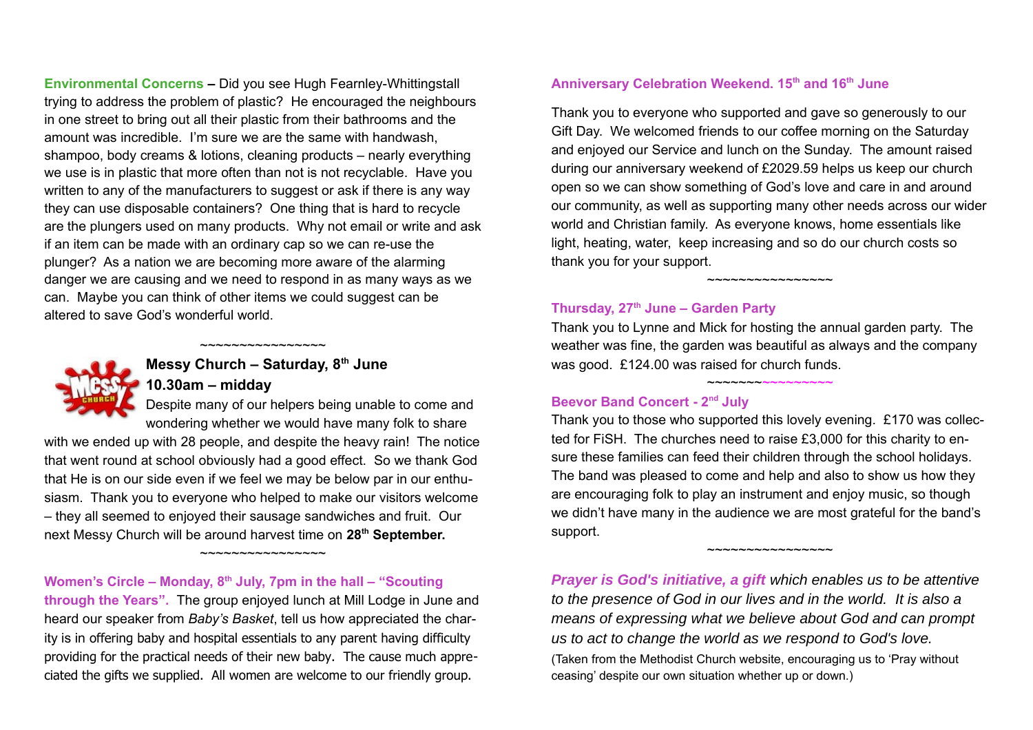**Environmental Concerns –** Did you see Hugh Fearnley-Whittingstall trying to address the problem of plastic? He encouraged the neighbours in one street to bring out all their plastic from their bathrooms and the amount was incredible. I'm sure we are the same with handwash, shampoo, body creams & lotions, cleaning products – nearly everything we use is in plastic that more often than not is not recyclable. Have you written to any of the manufacturers to suggest or ask if there is any way they can use disposable containers? One thing that is hard to recycle are the plungers used on many products. Why not email or write and ask if an item can be made with an ordinary cap so we can re-use the plunger? As a nation we are becoming more aware of the alarming danger we are causing and we need to respond in as many ways as we can. Maybe you can think of other items we could suggest can be altered to save God's wonderful world.

~~~~~~~~~~~~~~~~

**Messy Church – Saturday, 8th June**
**10.30am – midday**

Despite many of our helpers being unable to come and wondering whether we would have many folk to share with we ended up with 28 people, and despite the heavy rain! The notice that went round at school obviously had a good effect. So we thank God that He is on our side even if we feel we may be below par in our enthusiasm. Thank you to everyone who helped to make our visitors welcome – they all seemed to enjoyed their sausage sandwiches and fruit. Our next Messy Church will be around harvest time on **28th September.**

~~~~~~~~~~~~~~~~

**Women's Circle – Monday, 8th July, 7pm in the hall – "Scouting through the Years".** The group enjoyed lunch at Mill Lodge in June and heard our speaker from *Baby's Basket*, tell us how appreciated the charity is in offering baby and hospital essentials to any parent having difficulty providing for the practical needs of their new baby. The cause much appreciated the gifts we supplied. All women are welcome to our friendly group.

**Anniversary Celebration Weekend. 15th and 16th June**

Thank you to everyone who supported and gave so generously to our Gift Day. We welcomed friends to our coffee morning on the Saturday and enjoyed our Service and lunch on the Sunday. The amount raised during our anniversary weekend of £2029.59 helps us keep our church open so we can show something of God's love and care in and around our community, as well as supporting many other needs across our wider world and Christian family. As everyone knows, home essentials like light, heating, water, keep increasing and so do our church costs so thank you for your support.

~~~~~~~~~~~~~~~~

**Thursday, 27th June – Garden Party**

Thank you to Lynne and Mick for hosting the annual garden party. The weather was fine, the garden was beautiful as always and the company was good. £124.00 was raised for church funds.

~~~~~~~~~~~~~~~~

**Beevor Band Concert - 2nd July**

Thank you to those who supported this lovely evening. £170 was collected for FiSH. The churches need to raise £3,000 for this charity to ensure these families can feed their children through the school holidays. The band was pleased to come and help and also to show us how they are encouraging folk to play an instrument and enjoy music, so though we didn't have many in the audience we are most grateful for the band's support.

~~~~~~~~~~~~~~~~

***Prayer is God's initiative, a gift*** *which enables us to be attentive to the presence of God in our lives and in the world. It is also a means of expressing what we believe about God and can prompt us to act to change the world as we respond to God's love.*

(Taken from the Methodist Church website, encouraging us to 'Pray without ceasing' despite our own situation whether up or down.)